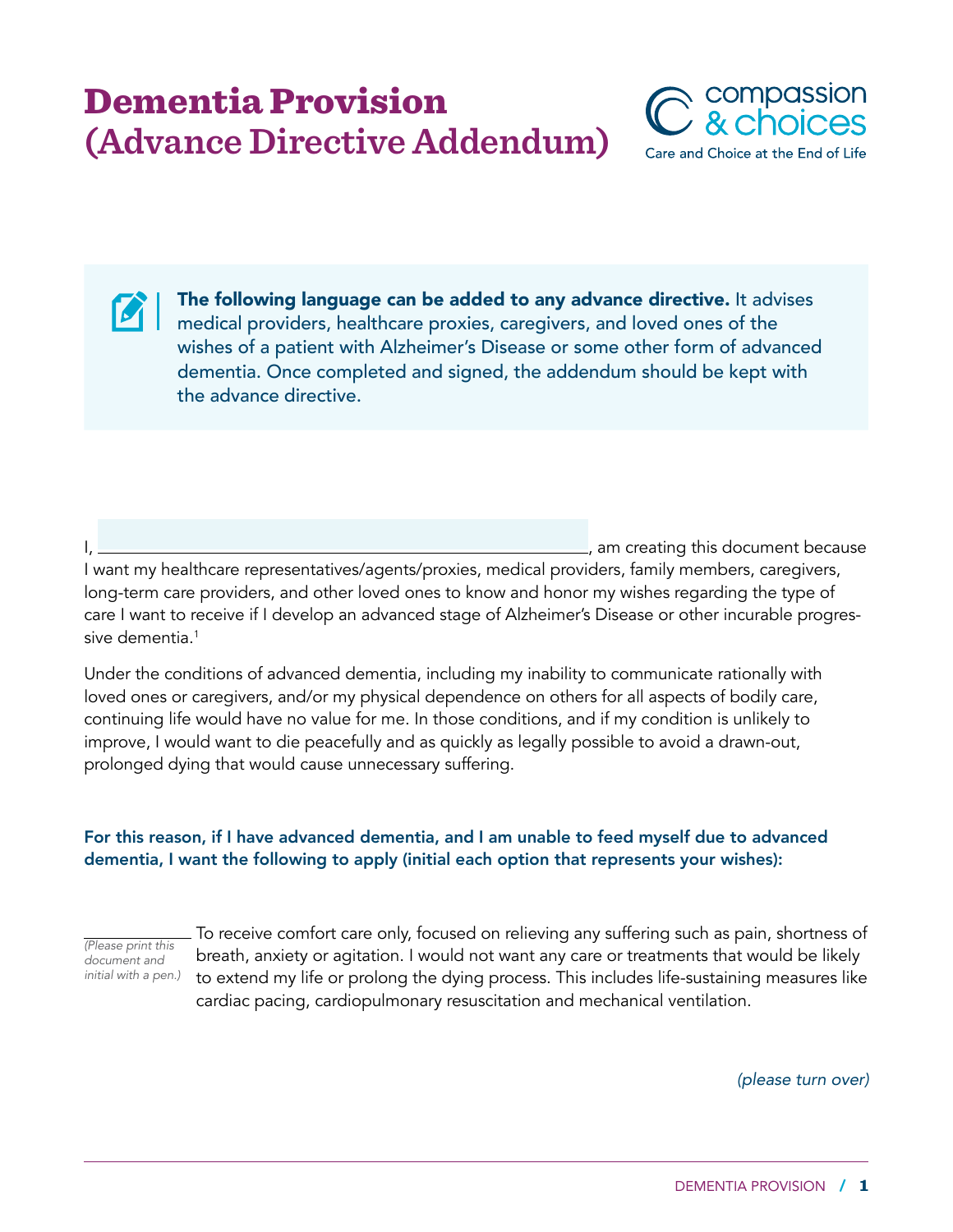# Dementia Provision
## (Advance Directive Addendum)

compassion & choices
Care and Choice at the End of Life

**The following language can be added to any advance directive.** It advises medical providers, healthcare proxies, caregivers, and loved ones of the wishes of a patient with Alzheimer's Disease or some other form of advanced dementia. Once completed and signed, the addendum should be kept with the advance directive.

I, ______________________________, am creating this document because I want my healthcare representatives/agents/proxies, medical providers, family members, caregivers, long-term care providers, and other loved ones to know and honor my wishes regarding the type of care I want to receive if I develop an advanced stage of Alzheimer's Disease or other incurable progressive dementia.[1]

Under the conditions of advanced dementia, including my inability to communicate rationally with loved ones or caregivers, and/or my physical dependence on others for all aspects of bodily care, continuing life would have no value for me. In those conditions, and if my condition is unlikely to improve, I would want to die peacefully and as quickly as legally possible to avoid a drawn-out, prolonged dying that would cause unnecessary suffering.

**For this reason, if I have advanced dementia, and I am unable to feed myself due to advanced dementia, I want the following to apply (initial each option that represents your wishes):**

__________ *(Please print this document and initial with a pen.)* To receive comfort care only, focused on relieving any suffering such as pain, shortness of breath, anxiety or agitation. I would not want any care or treatments that would be likely to extend my life or prolong the dying process. This includes life-sustaining measures like cardiac pacing, cardiopulmonary resuscitation and mechanical ventilation.

*(please turn over)*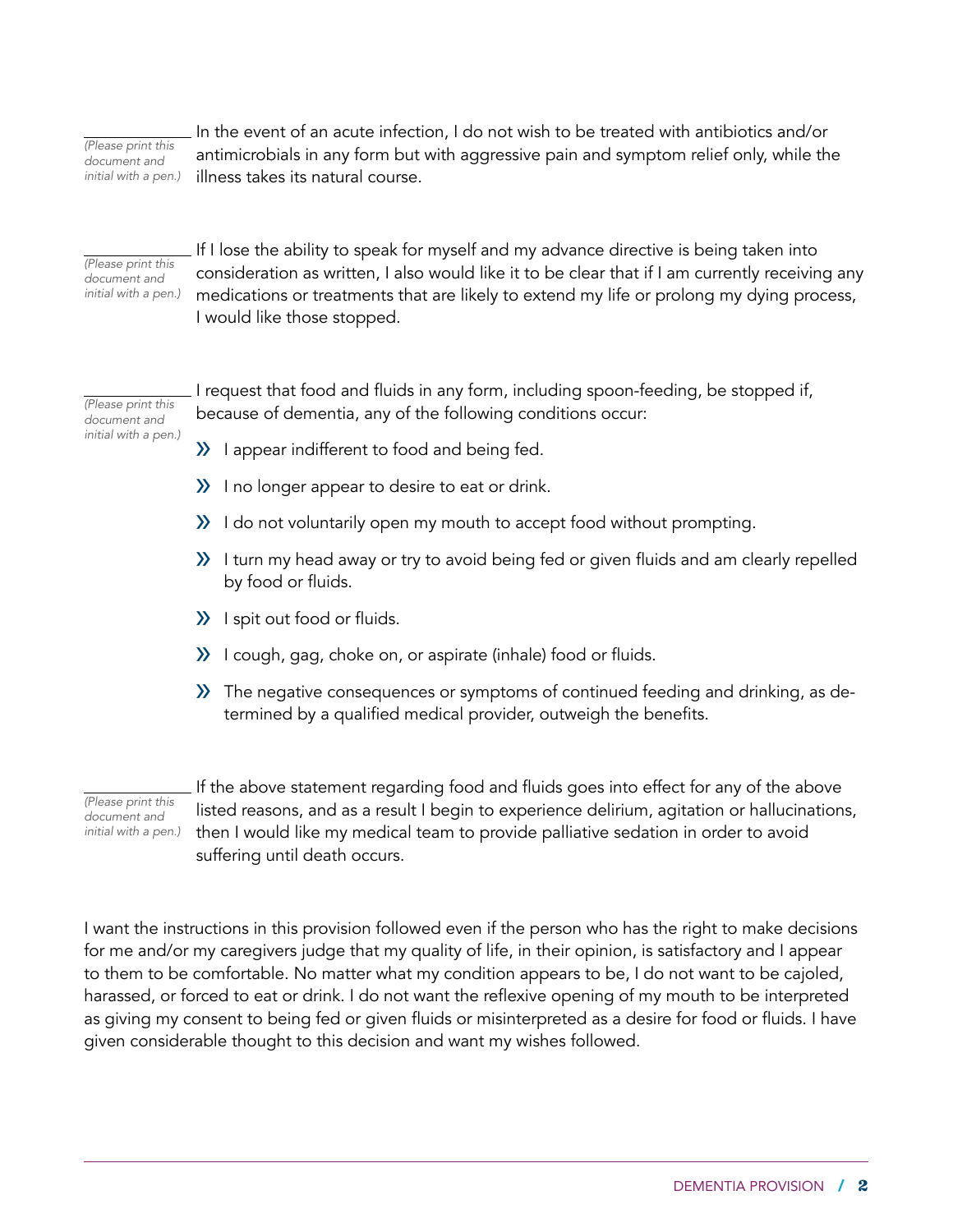\_\_\_\_\_\_\_\_\_\_ *(Please print this document and initial with a pen.)*

In the event of an acute infection, I do not wish to be treated with antibiotics and/or antimicrobials in any form but with aggressive pain and symptom relief only, while the illness takes its natural course.

\_\_\_\_\_\_\_\_\_\_ *(Please print this document and initial with a pen.)*

If I lose the ability to speak for myself and my advance directive is being taken into consideration as written, I also would like it to be clear that if I am currently receiving any medications or treatments that are likely to extend my life or prolong my dying process, I would like those stopped.

\_\_\_\_\_\_\_\_\_\_ *(Please print this document and initial with a pen.)*

I request that food and fluids in any form, including spoon-feeding, be stopped if, because of dementia, any of the following conditions occur:

- I appear indifferent to food and being fed.
- I no longer appear to desire to eat or drink.
- I do not voluntarily open my mouth to accept food without prompting.
- I turn my head away or try to avoid being fed or given fluids and am clearly repelled by food or fluids.
- I spit out food or fluids.
- I cough, gag, choke on, or aspirate (inhale) food or fluids.
- The negative consequences or symptoms of continued feeding and drinking, as determined by a qualified medical provider, outweigh the benefits.

\_\_\_\_\_\_\_\_\_\_ *(Please print this document and initial with a pen.)*

If the above statement regarding food and fluids goes into effect for any of the above listed reasons, and as a result I begin to experience delirium, agitation or hallucinations, then I would like my medical team to provide palliative sedation in order to avoid suffering until death occurs.

I want the instructions in this provision followed even if the person who has the right to make decisions for me and/or my caregivers judge that my quality of life, in their opinion, is satisfactory and I appear to them to be comfortable. No matter what my condition appears to be, I do not want to be cajoled, harassed, or forced to eat or drink. I do not want the reflexive opening of my mouth to be interpreted as giving my consent to being fed or given fluids or misinterpreted as a desire for food or fluids. I have given considerable thought to this decision and want my wishes followed.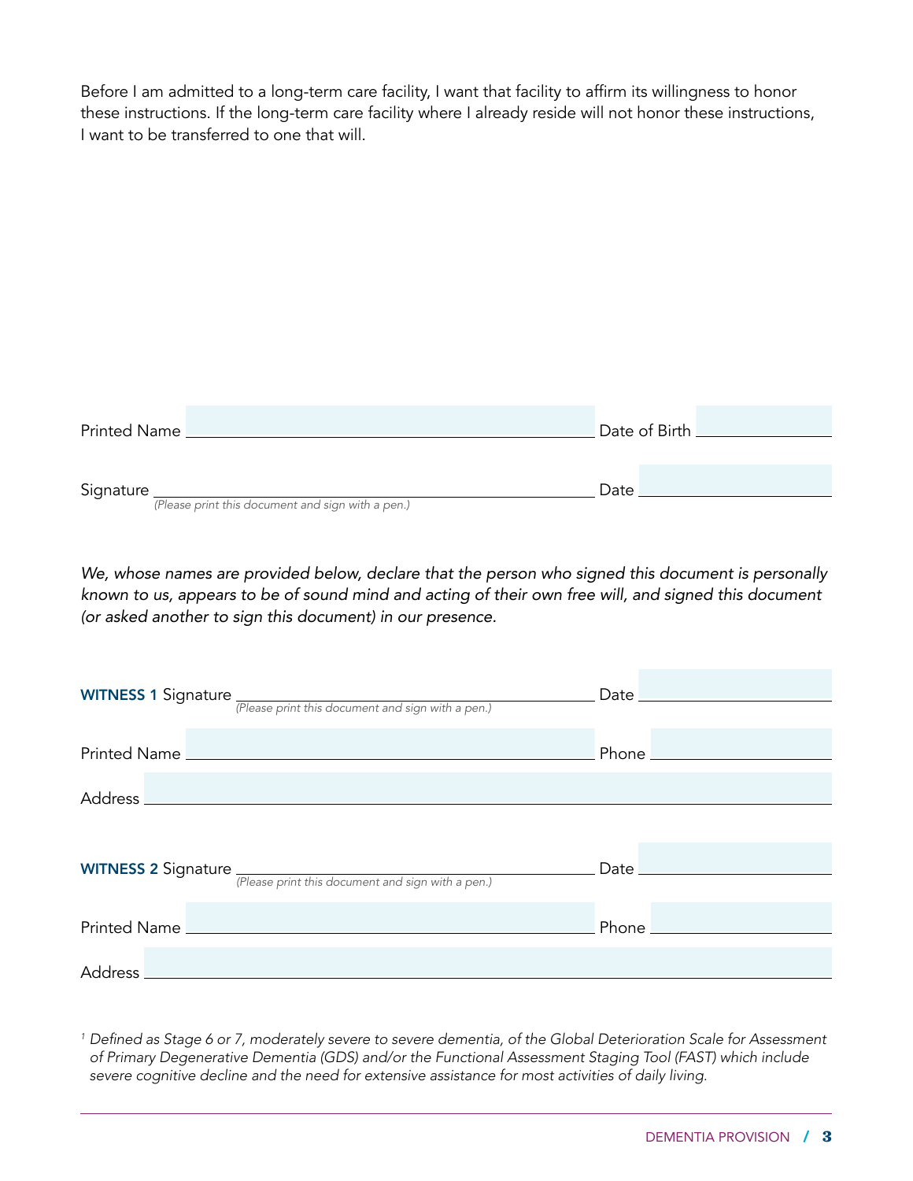Before I am admitted to a long-term care facility, I want that facility to affirm its willingness to honor these instructions. If the long-term care facility where I already reside will not honor these instructions, I want to be transferred to one that will.

Printed Name \_\_\_\_\_\_\_\_\_\_\_\_\_\_\_\_\_\_\_\_\_\_\_\_\_\_\_\_\_\_\_\_\_\_\_\_\_\_\_\_ Date of Birth \_\_\_\_\_\_\_\_\_\_\_\_\_\_\_\_

Signature \_\_\_\_\_\_\_\_\_\_\_\_\_\_\_\_\_\_\_\_\_\_\_\_\_\_\_\_\_\_\_\_\_\_\_\_\_\_\_\_ Date \_\_\_\_\_\_\_\_\_\_\_\_\_\_\_\_
*(Please print this document and sign with a pen.)*

*We, whose names are provided below, declare that the person who signed this document is personally known to us, appears to be of sound mind and acting of their own free will, and signed this document (or asked another to sign this document) in our presence.*

**WITNESS 1** Signature \_\_\_\_\_\_\_\_\_\_\_\_\_\_\_\_\_\_\_\_\_\_\_\_\_\_\_\_\_\_\_\_\_\_\_\_\_\_\_\_ Date \_\_\_\_\_\_\_\_\_\_\_\_\_\_\_\_
*(Please print this document and sign with a pen.)*

Printed Name \_\_\_\_\_\_\_\_\_\_\_\_\_\_\_\_\_\_\_\_\_\_\_\_\_\_\_\_\_\_\_\_\_\_\_\_\_\_\_\_ Phone \_\_\_\_\_\_\_\_\_\_\_\_\_\_\_\_

Address \_\_\_\_\_\_\_\_\_\_\_\_\_\_\_\_\_\_\_\_\_\_\_\_\_\_\_\_\_\_\_\_\_\_\_\_\_\_\_\_\_\_\_\_\_\_\_\_\_\_\_\_\_\_\_\_\_\_\_\_

**WITNESS 2** Signature \_\_\_\_\_\_\_\_\_\_\_\_\_\_\_\_\_\_\_\_\_\_\_\_\_\_\_\_\_\_\_\_\_\_\_\_\_\_\_\_ Date \_\_\_\_\_\_\_\_\_\_\_\_\_\_\_\_
*(Please print this document and sign with a pen.)*

Printed Name \_\_\_\_\_\_\_\_\_\_\_\_\_\_\_\_\_\_\_\_\_\_\_\_\_\_\_\_\_\_\_\_\_\_\_\_\_\_\_\_ Phone \_\_\_\_\_\_\_\_\_\_\_\_\_\_\_\_

Address \_\_\_\_\_\_\_\_\_\_\_\_\_\_\_\_\_\_\_\_\_\_\_\_\_\_\_\_\_\_\_\_\_\_\_\_\_\_\_\_\_\_\_\_\_\_\_\_\_\_\_\_\_\_\_\_\_\_\_\_

[1] *Defined as Stage 6 or 7, moderately severe to severe dementia, of the Global Deterioration Scale for Assessment of Primary Degenerative Dementia (GDS) and/or the Functional Assessment Staging Tool (FAST) which include severe cognitive decline and the need for extensive assistance for most activities of daily living.*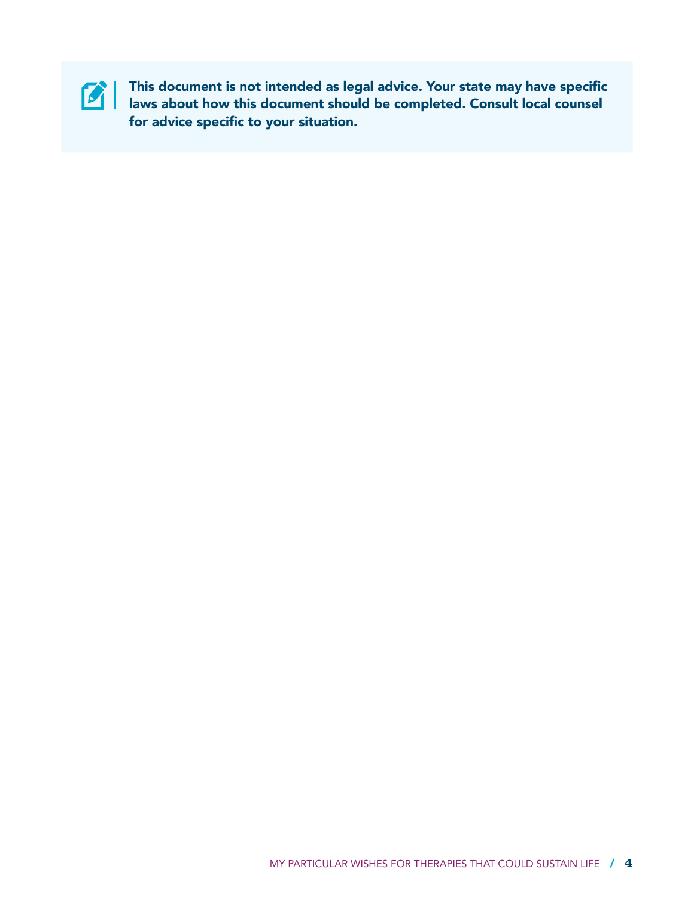**This document is not intended as legal advice. Your state may have specific laws about how this document should be completed. Consult local counsel for advice specific to your situation.**